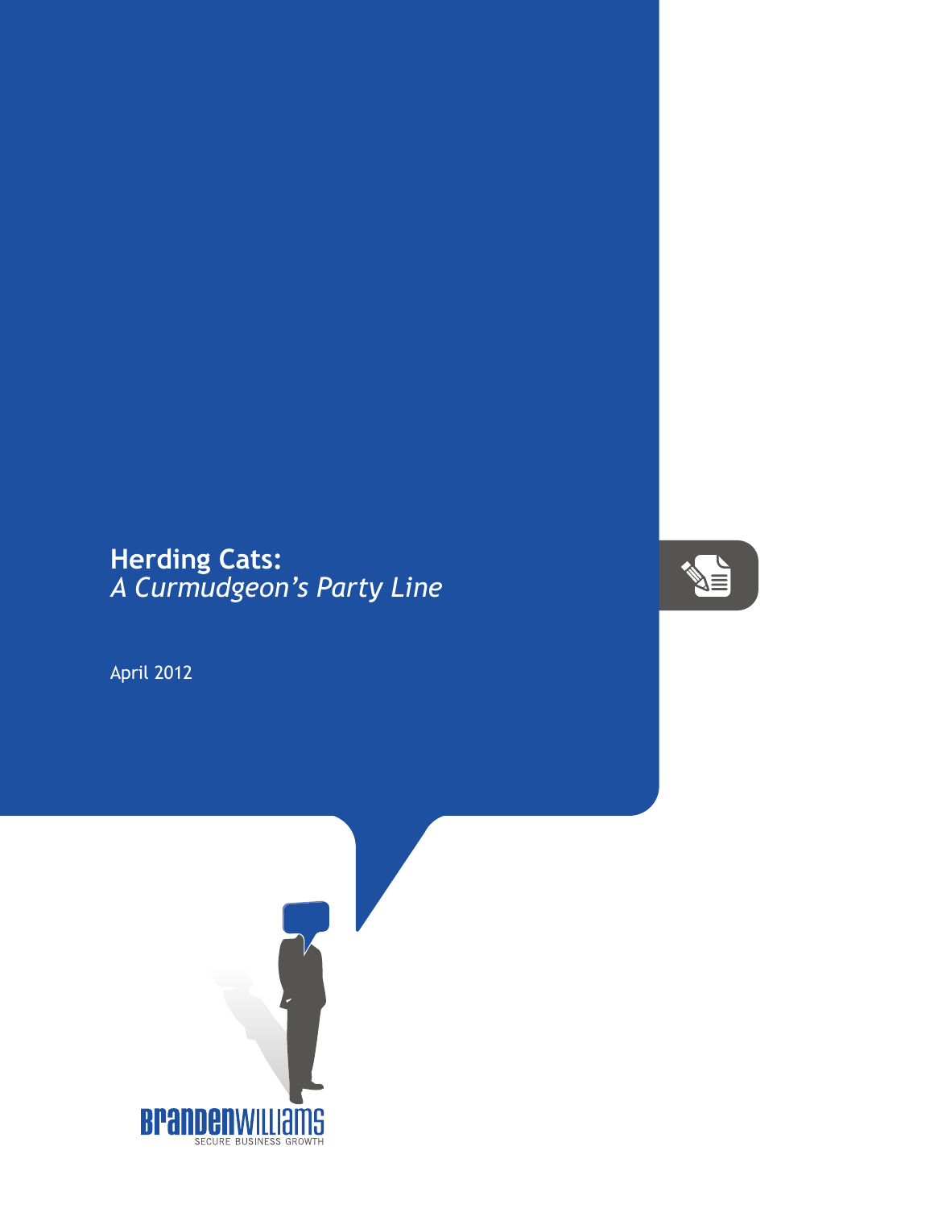# Herding Cats:
*A Curmudgeon's Party Line*

April 2012

BrandenWilliams
SECURE BUSINESS GROWTH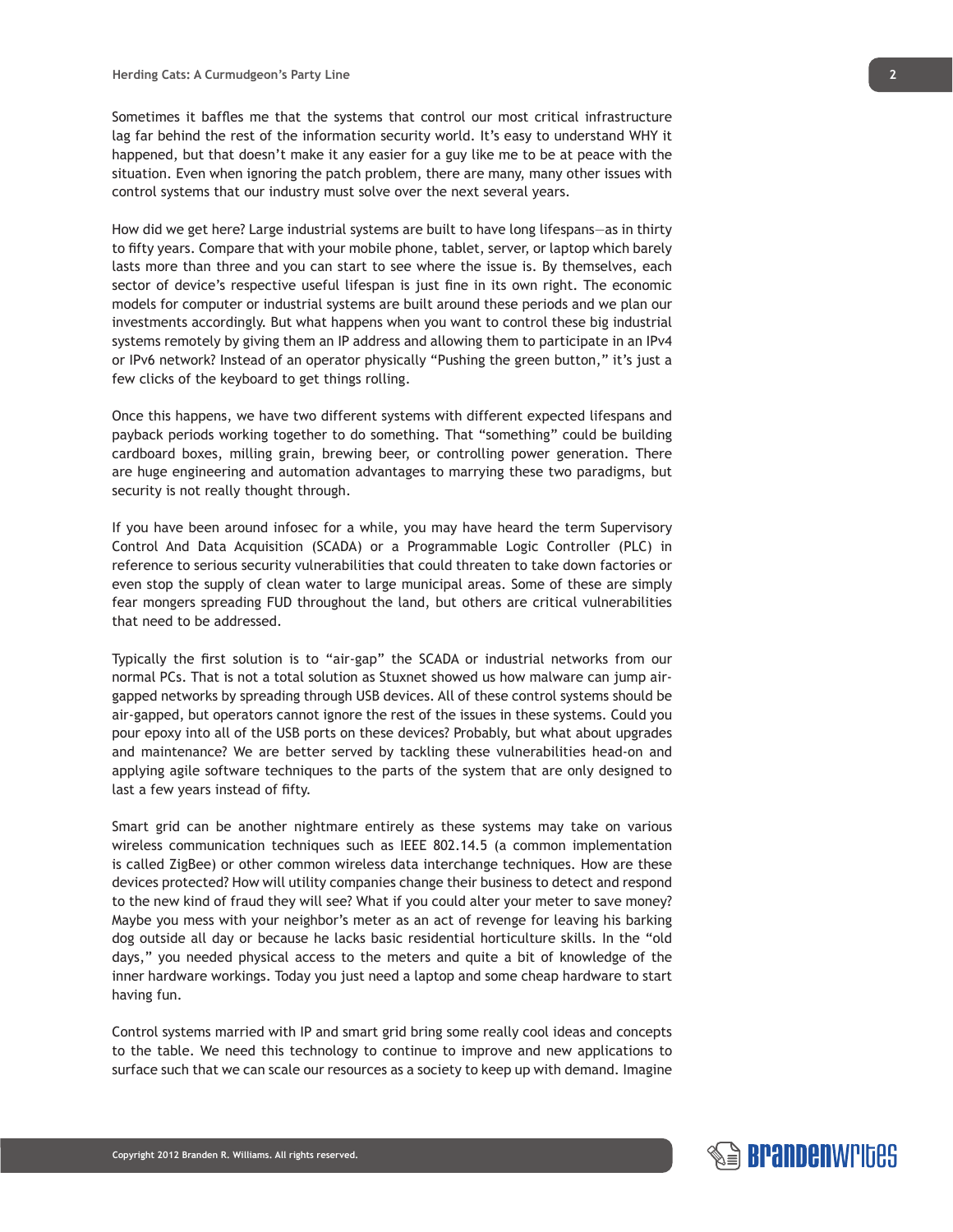Sometimes it baffles me that the systems that control our most critical infrastructure lag far behind the rest of the information security world. It's easy to understand WHY it happened, but that doesn't make it any easier for a guy like me to be at peace with the situation. Even when ignoring the patch problem, there are many, many other issues with control systems that our industry must solve over the next several years.

How did we get here? Large industrial systems are built to have long lifespans—as in thirty to fifty years. Compare that with your mobile phone, tablet, server, or laptop which barely lasts more than three and you can start to see where the issue is. By themselves, each sector of device's respective useful lifespan is just fine in its own right. The economic models for computer or industrial systems are built around these periods and we plan our investments accordingly. But what happens when you want to control these big industrial systems remotely by giving them an IP address and allowing them to participate in an IPv4 or IPv6 network? Instead of an operator physically "Pushing the green button," it's just a few clicks of the keyboard to get things rolling.

Once this happens, we have two different systems with different expected lifespans and payback periods working together to do something. That "something" could be building cardboard boxes, milling grain, brewing beer, or controlling power generation. There are huge engineering and automation advantages to marrying these two paradigms, but security is not really thought through.

If you have been around infosec for a while, you may have heard the term Supervisory Control And Data Acquisition (SCADA) or a Programmable Logic Controller (PLC) in reference to serious security vulnerabilities that could threaten to take down factories or even stop the supply of clean water to large municipal areas. Some of these are simply fear mongers spreading FUD throughout the land, but others are critical vulnerabilities that need to be addressed.

Typically the first solution is to "air-gap" the SCADA or industrial networks from our normal PCs. That is not a total solution as Stuxnet showed us how malware can jump air-gapped networks by spreading through USB devices. All of these control systems should be air-gapped, but operators cannot ignore the rest of the issues in these systems. Could you pour epoxy into all of the USB ports on these devices? Probably, but what about upgrades and maintenance? We are better served by tackling these vulnerabilities head-on and applying agile software techniques to the parts of the system that are only designed to last a few years instead of fifty.

Smart grid can be another nightmare entirely as these systems may take on various wireless communication techniques such as IEEE 802.14.5 (a common implementation is called ZigBee) or other common wireless data interchange techniques. How are these devices protected? How will utility companies change their business to detect and respond to the new kind of fraud they will see? What if you could alter your meter to save money? Maybe you mess with your neighbor's meter as an act of revenge for leaving his barking dog outside all day or because he lacks basic residential horticulture skills. In the "old days," you needed physical access to the meters and quite a bit of knowledge of the inner hardware workings. Today you just need a laptop and some cheap hardware to start having fun.

Control systems married with IP and smart grid bring some really cool ideas and concepts to the table. We need this technology to continue to improve and new applications to surface such that we can scale our resources as a society to keep up with demand. Imagine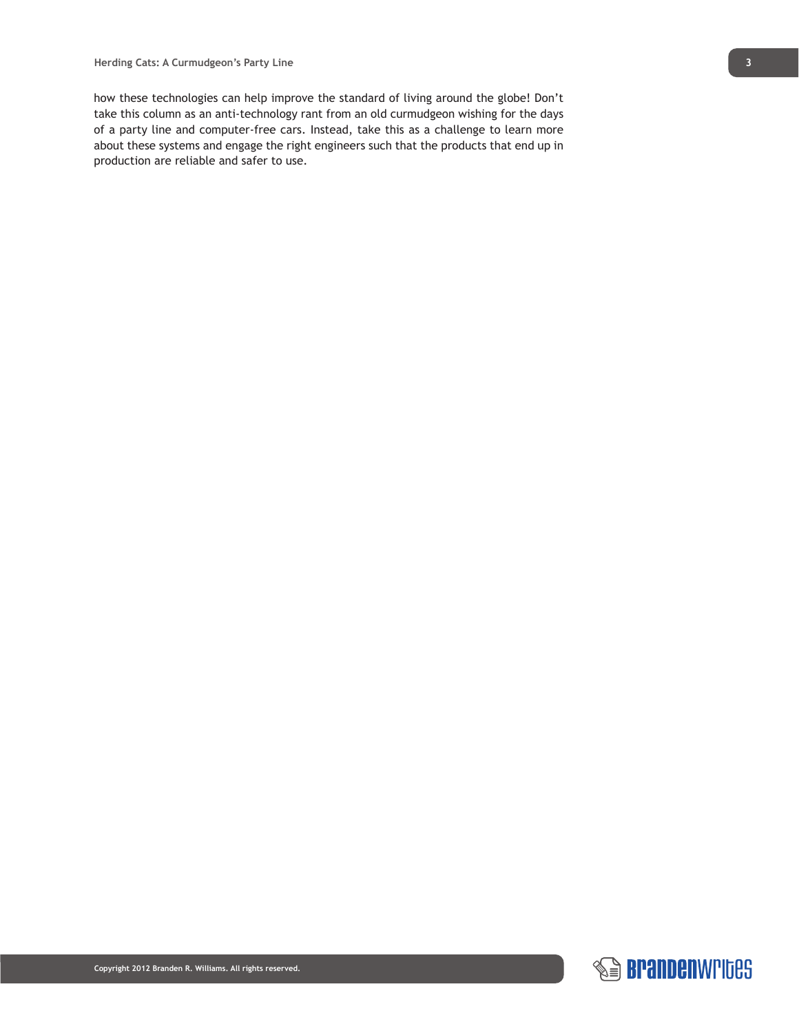how these technologies can help improve the standard of living around the globe! Don't take this column as an anti-technology rant from an old curmudgeon wishing for the days of a party line and computer-free cars. Instead, take this as a challenge to learn more about these systems and engage the right engineers such that the products that end up in production are reliable and safer to use.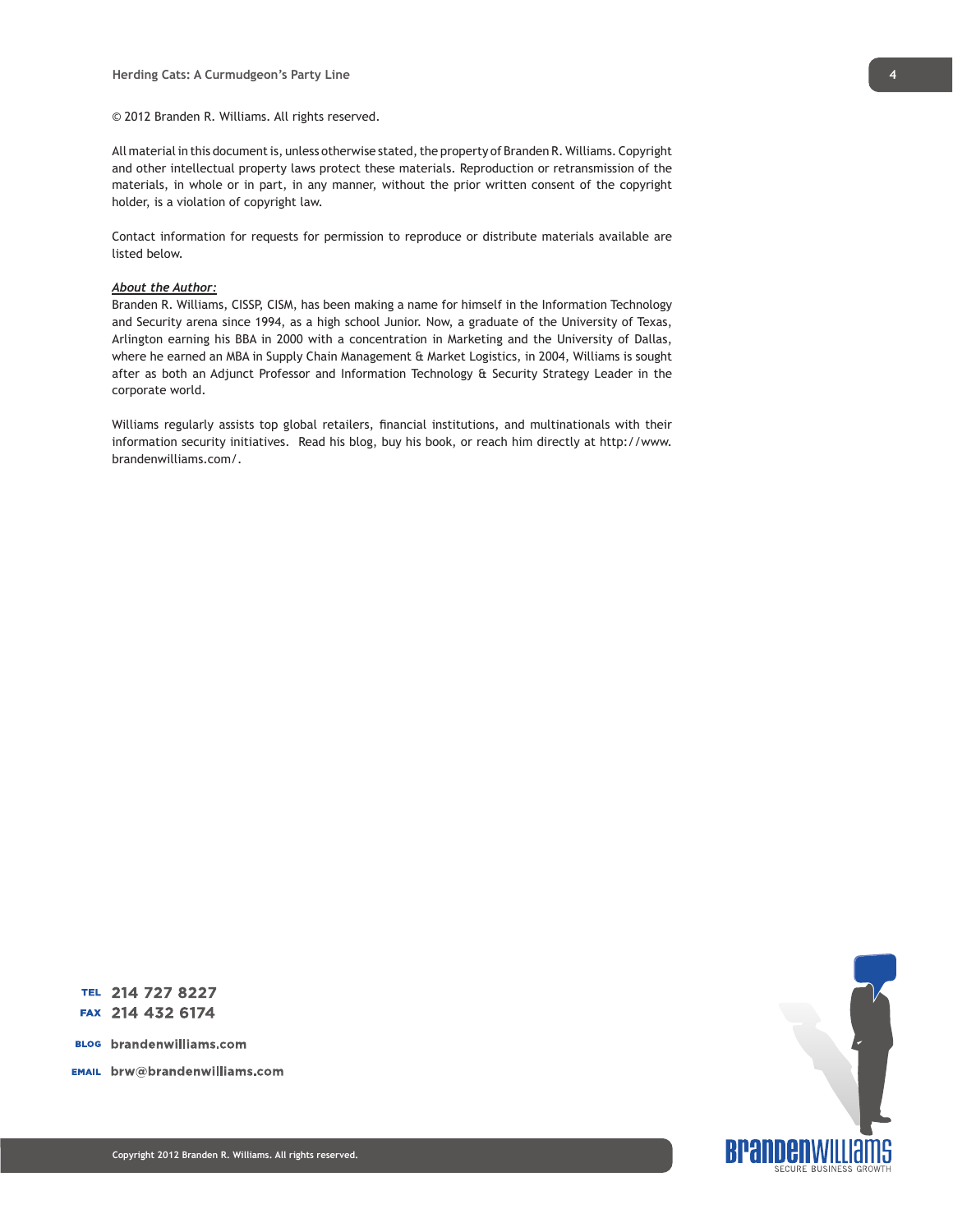© 2012 Branden R. Williams. All rights reserved.

All material in this document is, unless otherwise stated, the property of Branden R. Williams. Copyright and other intellectual property laws protect these materials. Reproduction or retransmission of the materials, in whole or in part, in any manner, without the prior written consent of the copyright holder, is a violation of copyright law.

Contact information for requests for permission to reproduce or distribute materials available are listed below.

***About the Author:***

Branden R. Williams, CISSP, CISM, has been making a name for himself in the Information Technology and Security arena since 1994, as a high school Junior. Now, a graduate of the University of Texas, Arlington earning his BBA in 2000 with a concentration in Marketing and the University of Dallas, where he earned an MBA in Supply Chain Management & Market Logistics, in 2004, Williams is sought after as both an Adjunct Professor and Information Technology & Security Strategy Leader in the corporate world.

Williams regularly assists top global retailers, financial institutions, and multinationals with their information security initiatives. Read his blog, buy his book, or reach him directly at http://www.brandenwilliams.com/.

**TEL** 214 727 8227
**FAX** 214 432 6174

**BLOG** brandenwilliams.com

**EMAIL** brw@brandenwilliams.com

BrandenWilliams
SECURE BUSINESS GROWTH